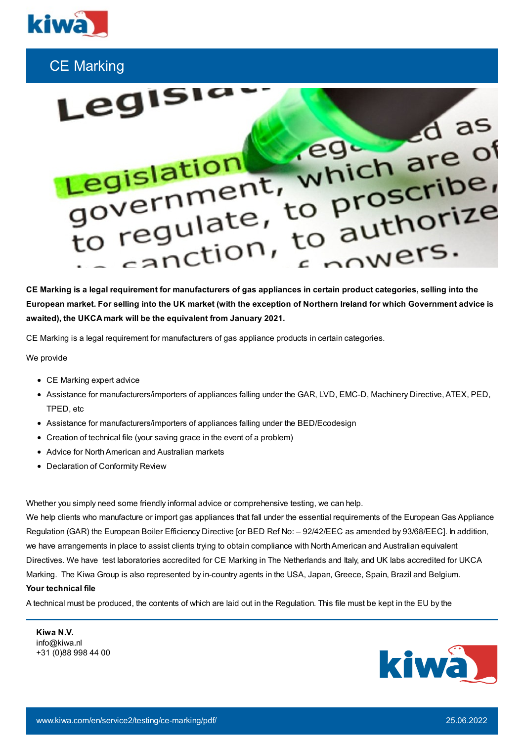# CE Marking

**CE Marking is a legal requirement for manufacturers of gas appliances in certain product categories, selling into the European market. For selling into the UK market (with the exception of Northern Ireland for which Government advice is awaited), the UKCA mark will be the equivalent from January 2021.**

CE Marking is a legal requirement for manufacturers of gas appliance products in certain categories.

We provide

- CE Marking expert advice
- Assistance for manufacturers/importers of appliances falling under the GAR, LVD, EMC-D, Machinery Directive, ATEX, PED, TPED, etc
- Assistance for manufacturers/importers of appliances falling under the BED/Ecodesign
- Creation of technical file (your saving grace in the event of a problem)
- Advice for North American and Australian markets
- Declaration of Conformity Review

Whether you simply need some friendly informal advice or comprehensive testing, we can help.

We help clients who manufacture or import gas appliances that fall under the essential requirements of the European Gas Appliance Regulation (GAR) the European Boiler Efficiency Directive [or BED Ref No: – 92/42/EEC as amended by 93/68/EEC]. In addition, we have arrangements in place to assist clients trying to obtain compliance with North American and Australian equivalent Directives. We have test laboratories accredited for CE Marking in The Netherlands and Italy, and UK labs accredited for UKCA Marking. The Kiwa Group is also represented by in-country agents in the USA, Japan, Greece, Spain, Brazil and Belgium.

**Your technical file**

A technical must be produced, the contents of which are laid out in the Regulation. This file must be kept in the EU by the

**Kiwa N.V.**
info@kiwa.nl
+31 (0)88 998 44 00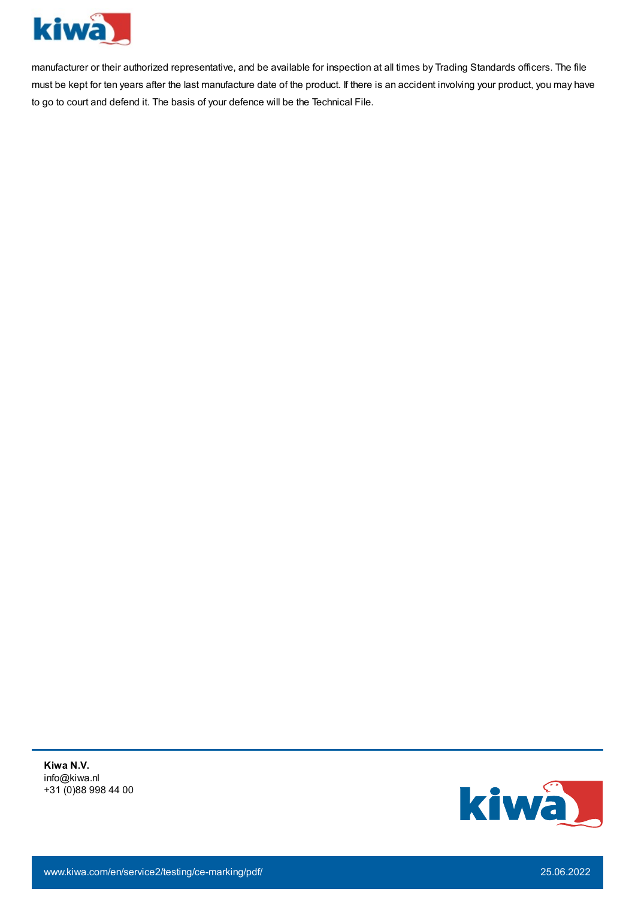manufacturer or their authorized representative, and be available for inspection at all times by Trading Standards officers. The file must be kept for ten years after the last manufacture date of the product. If there is an accident involving your product, you may have to go to court and defend it. The basis of your defence will be the Technical File.